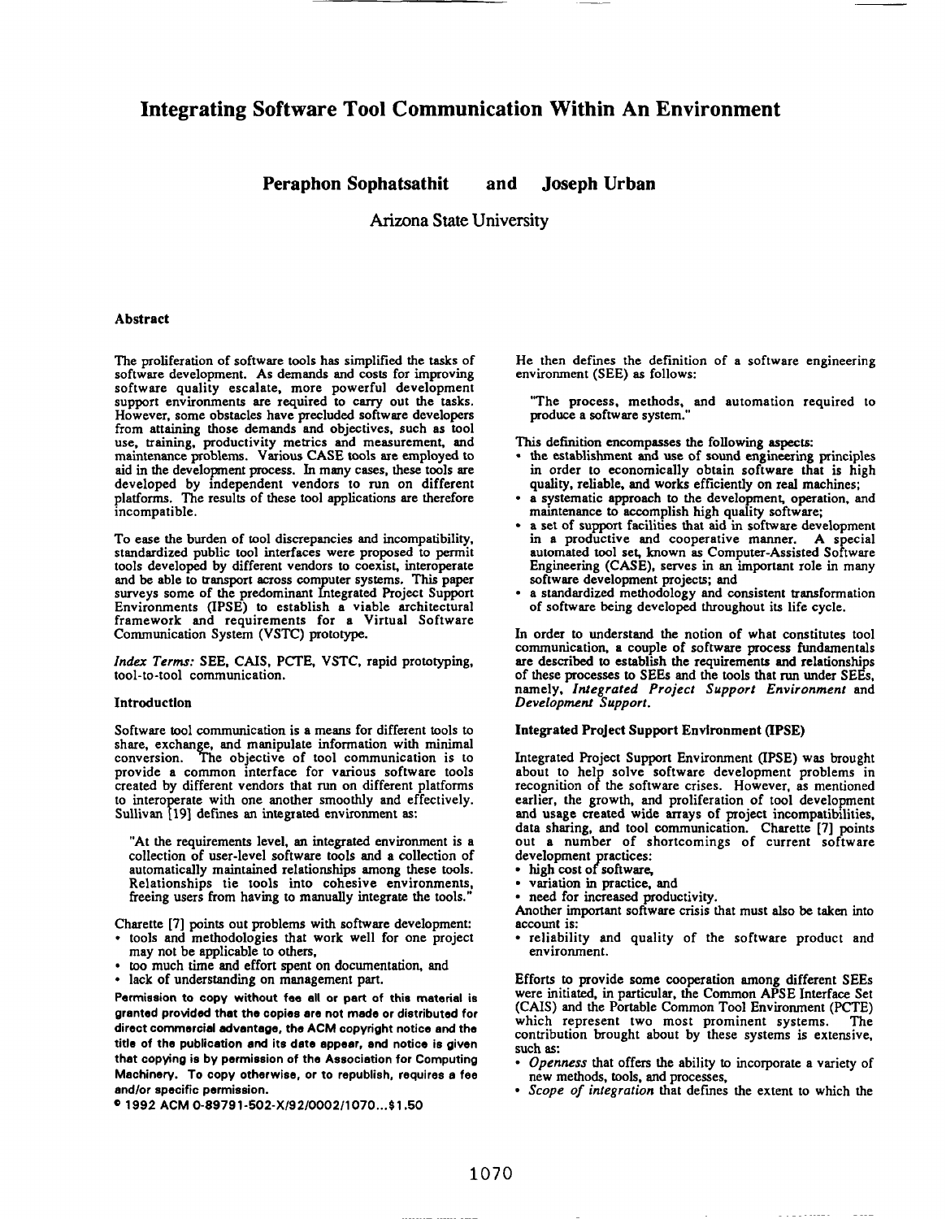# Integrating Software Tool Communication Within An Environment

**Peraphon Sophatsathit and Joseph Urban**

Arizona State University

### Abstract

The proliferation of software tools has simplified the tasks of software development. As demands and costs for improving software quality escalate, more powerful development support environments are required to carry out the tasks. However, some obstacles have precluded software developers from attaining those demands and objectives, such as tool use, training, productivity metrics and measurement, and maintenance problems. Various CASE tools are employed to aid in the development process. In many cases, these tools are developed by independent vendors to run on different platforms. The results of these tool applications are therefore incompatible.

To ease the burden of tool discrepancies and incompatibility, standardized public tool interfaces were proposed to permit tools developed by different vendors to coexist, interoperate and be able to transport across computer systems. This paper surveys some of the predominant Integrated Project Support Environments (IPSE) to establish a viable architectural framework and requirements for a Virtual Software Communication System (VSTC) prototype.

*Index Terms:* SEE, CAIS, PCTE, VSTC, rapid prototyping, tool-to-tool communication.

### Introduction

Software tool communication is a means for different tools to share, exchange, and manipulate information with minimal conversion. The objective of tool communication is to provide a common interface for various software tools created by different vendors that run on different platforms to interoperate with one another smoothly and effectively. Sullivan [19] defines an integrated environment as:

"At the requirements level, an integrated environment is a collection of user-level software tools and a collection of automatically maintained relationships among these tools. Relationships tie tools into cohesive environments, freeing users from having to manually integrate the tools."

Charette [7] points out problems with software development:

- tools and methodologies that work well for one project may not be applicable to others,
- too much time and effort spent on documentation, and
- lack of understanding on management part.

**Permission to copy without fee all or part of this material is granted provided that the copies are not made or distributed for direct commercial advantage, the ACM copyright notice and the title of the publication and its date appear, and notice is given that copying is by permission of the Association for Computing Machinery. To copy otherwise, or to republish, requires a fee and/or specific permission.**

© 1992 ACM 0-89791-502-X/92/0002/1070...$1.50

He then defines the definition of a software engineering environment (SEE) as follows:

"The process, methods, and automation required to produce a software system."

This definition encompasses the following aspects:

- the establishment and use of sound engineering principles in order to economically obtain software that is high quality, reliable, and works efficiently on real machines;
- a systematic approach to the development, operation, and maintenance to accomplish high quality software;
- a set of support facilities that aid in software development in a productive and cooperative manner. A special automated tool set, known as Computer-Assisted Software Engineering (CASE), serves in an important role in many software development projects; and
- a standardized methodology and consistent transformation of software being developed throughout its life cycle.

In order to understand the notion of what constitutes tool communication, a couple of software process fundamentals are described to establish the requirements and relationships of these processes to SEEs and the tools that run under SEEs, namely, ***Integrated Project Support Environment*** and ***Development Support.***

### Integrated Project Support Environment (IPSE)

Integrated Project Support Environment (IPSE) was brought about to help solve software development problems in recognition of the software crises. However, as mentioned earlier, the growth, and proliferation of tool development and usage created wide arrays of project incompatibilities, data sharing, and tool communication. Charette [7] points out a number of shortcomings of current software development practices:

- high cost of software,
- variation in practice, and
- need for increased productivity.

Another important software crisis that must also be taken into account is:

- reliability and quality of the software product and environment.

Efforts to provide some cooperation among different SEEs were initiated, in particular, the Common APSE Interface Set (CAIS) and the Portable Common Tool Environment (PCTE) which represent two most prominent systems. The contribution brought about by these systems is extensive, such as:

- *Openness* that offers the ability to incorporate a variety of new methods, tools, and processes,
- *Scope of integration* that defines the extent to which the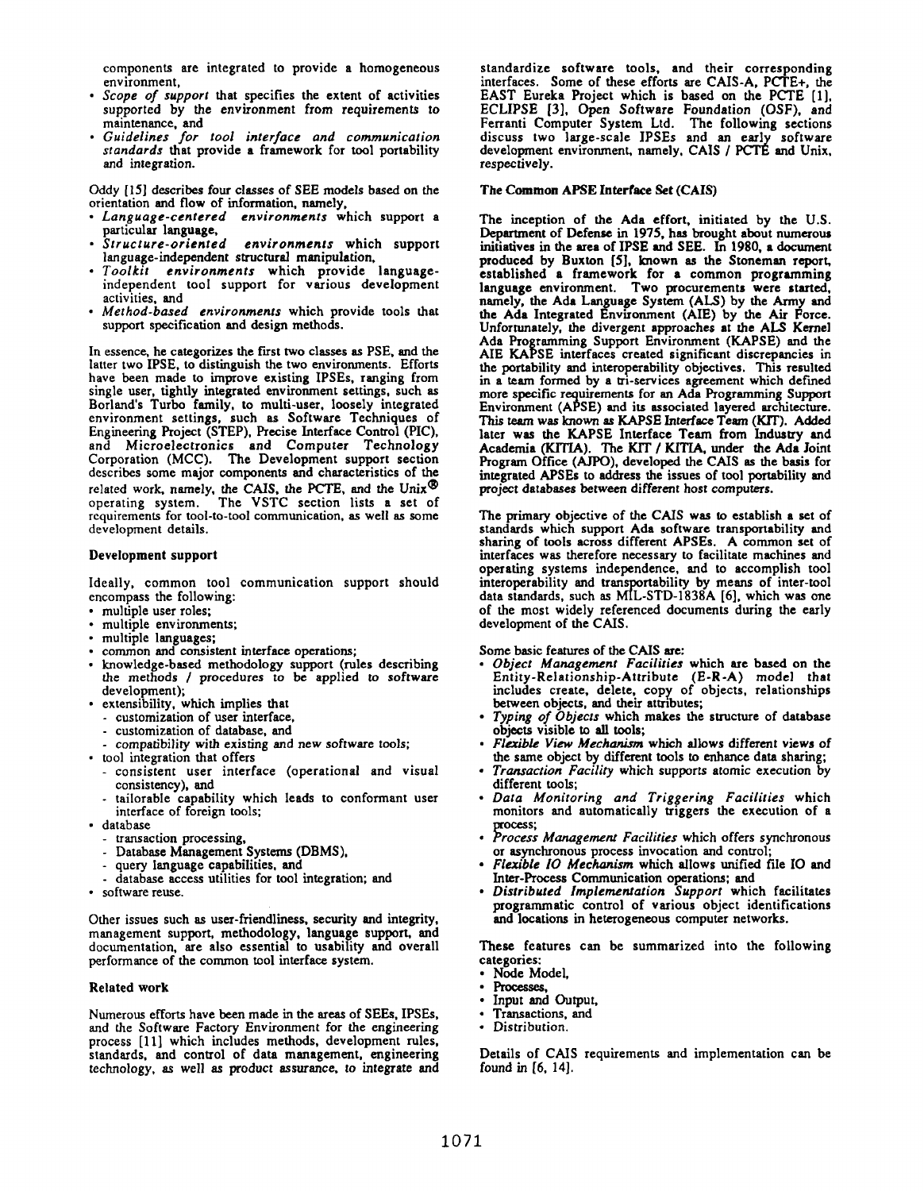components are integrated to provide a homogeneous environment,

- *Scope of support* that specifies the extent of activities supported by the environment from requirements to maintenance, and
- *Guidelines for tool interface and communication standards* that provide a framework for tool portability and integration.

Oddy [15] describes four classes of SEE models based on the orientation and flow of information, namely,

- *Language-centered environments* which support a particular language,
- *Structure-oriented environments* which support language-independent structural manipulation,
- *Toolkit environments* which provide language-independent tool support for various development activities, and
- *Method-based environments* which provide tools that support specification and design methods.

In essence, he categorizes the first two classes as PSE, and the latter two IPSE, to distinguish the two environments. Efforts have been made to improve existing IPSEs, ranging from single user, tightly integrated environment settings, such as Borland's Turbo family, to multi-user, loosely integrated environment settings, such as Software Techniques of Engineering Project (STEP), Precise Interface Control (PIC), and Microelectronics and Computer Technology Corporation (MCC). The Development support section describes some major components and characteristics of the related work, namely, the CAIS, the PCTE, and the Unix® operating system. The VSTC section lists a set of requirements for tool-to-tool communication, as well as some development details.

### Development support

Ideally, common tool communication support should encompass the following:

- multiple user roles;
- multiple environments;
- multiple languages;
- common and consistent interface operations;
- knowledge-based methodology support (rules describing the methods / procedures to be applied to software development);
- extensibility, which implies that
  - customization of user interface,
  - customization of database, and
  - compatibility with existing and new software tools;
- tool integration that offers
  - consistent user interface (operational and visual consistency), and
  - tailorable capability which leads to conformant user interface of foreign tools;
- database
  - transaction processing,
  - Database Management Systems (DBMS),
  - query language capabilities, and
  - database access utilities for tool integration; and
- software reuse.

Other issues such as user-friendliness, security and integrity, management support, methodology, language support, and documentation, are also essential to usability and overall performance of the common tool interface system.

### Related work

Numerous efforts have been made in the areas of SEEs, IPSEs, and the Software Factory Environment for the engineering process [11] which includes methods, development rules, standards, and control of data management, engineering technology, as well as product assurance, to integrate and standardize software tools, and their corresponding interfaces. Some of these efforts are CAIS-A, PCTE+, the EAST Eureka Project which is based on the PCTE [1], ECLIPSE [3], Open Software Foundation (OSF), and Ferranti Computer System Ltd. The following sections discuss two large-scale IPSEs and an early software development environment, namely, CAIS / PCTE and Unix, respectively.

### The Common APSE Interface Set (CAIS)

The inception of the Ada effort, initiated by the U.S. Department of Defense in 1975, has brought about numerous initiatives in the area of IPSE and SEE. In 1980, a document produced by Buxton [5], known as the Stoneman report, established a framework for a common programming language environment. Two procurements were started, namely, the Ada Language System (ALS) by the Army and the Ada Integrated Environment (AIE) by the Air Force. Unfortunately, the divergent approaches at the ALS Kernel Ada Programming Support Environment (KAPSE) and the AIE KAPSE interfaces created significant discrepancies in the portability and interoperability objectives. This resulted in a team formed by a tri-services agreement which defined more specific requirements for an Ada Programming Support Environment (APSE) and its associated layered architecture. This team was known as KAPSE Interface Team (KIT). Added later was the KAPSE Interface Team from Industry and Academia (KITIA). The KIT / KITIA, under the Ada Joint Program Office (AJPO), developed the CAIS as the basis for integrated APSEs to address the issues of tool portability and project databases between different host computers.

The primary objective of the CAIS was to establish a set of standards which support Ada software transportability and sharing of tools across different APSEs. A common set of interfaces was therefore necessary to facilitate machines and operating systems independence, and to accomplish tool interoperability and transportability by means of inter-tool data standards, such as MIL-STD-1838A [6], which was one of the most widely referenced documents during the early development of the CAIS.

Some basic features of the CAIS are:

- *Object Management Facilities* which are based on the Entity-Relationship-Attribute (E-R-A) model that includes create, delete, copy of objects, relationships between objects, and their attributes;
- *Typing of Objects* which makes the structure of database objects visible to all tools;
- *Flexible View Mechanism* which allows different views of the same object by different tools to enhance data sharing;
- *Transaction Facility* which supports atomic execution by different tools;
- *Data Monitoring and Triggering Facilities* which monitors and automatically triggers the execution of a process;
- *Process Management Facilities* which offers synchronous or asynchronous process invocation and control;
- *Flexible IO Mechanism* which allows unified file IO and Inter-Process Communication operations; and
- *Distributed Implementation Support* which facilitates programmatic control of various object identifications and locations in heterogeneous computer networks.

These features can be summarized into the following categories:

- Node Model,
- Processes,
- Input and Output,
- Transactions, and
- Distribution.

Details of CAIS requirements and implementation can be found in [6, 14].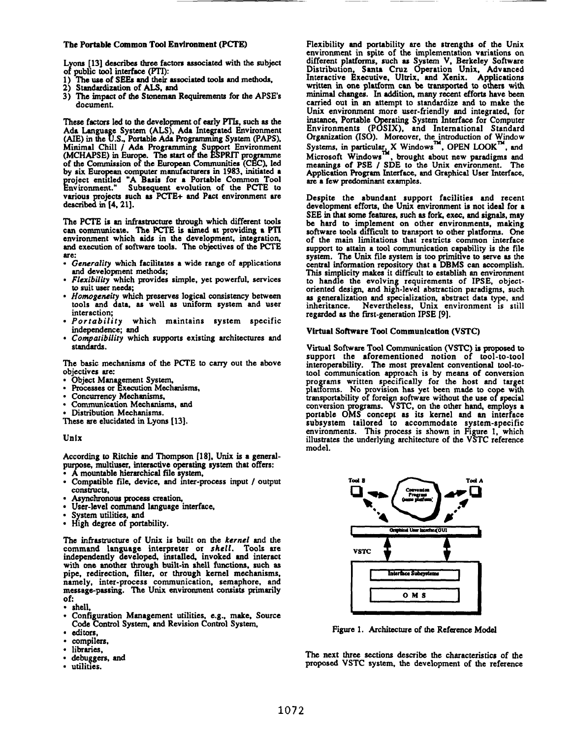**The Portable Common Tool Environment (PCTE)**

Lyons [13] describes three factors associated with the subject of public tool interface (PTI):

1) The use of SEEs and their associated tools and methods,
2) Standardization of ALS, and
3) The impact of the Stoneman Requirements for the APSE's document.

These factors led to the development of early PTIs, such as the Ada Language System (ALS), Ada Integrated Environment (AIE) in the U.S., Portable Ada Programming System (PAPS), Minimal Chill / Ada Programming Support Environment (MCHAPSE) in Europe. The start of the ESPRIT programme of the Commission of the European Communities (CEC), led by six European computer manufacturers in 1983, initiated a project entitled "A Basis for a Portable Common Tool Environment." Subsequent evolution of the PCTE to various projects such as PCTE+ and Pact environment are described in [4, 21].

The PCTE is an infrastructure through which different tools can communicate. The PCTE is aimed at providing a PTI environment which aids in the development, integration, and execution of software tools. The objectives of the PCTE are:

- *Generality* which facilitates a wide range of applications and development methods;
- *Flexibility* which provides simple, yet powerful, services to suit user needs;
- *Homogeneity* which preserves logical consistency between tools and data, as well as uniform system and user interaction;
- *Portability* which maintains system specific independence; and
- *Compatibility* which supports existing architectures and standards.

The basic mechanisms of the PCTE to carry out the above objectives are:

- Object Management System,
- Processes or Execution Mechanisms,
- Concurrency Mechanisms,
- Communication Mechanisms, and
- Distribution Mechanisms.

These are elucidated in Lyons [13].

**Unix**

According to Ritchie and Thompson [18], Unix is a general-purpose, multiuser, interactive operating system that offers:

- A mountable hierarchical file system,
- Compatible file, device, and inter-process input / output constructs,
- Asynchronous process creation,
- User-level command language interface,
- System utilities, and
- High degree of portability.

The infrastructure of Unix is built on the ***kernel*** and the command language interpreter or ***shell***. Tools are independently developed, installed, invoked and interact with one another through built-in shell functions, such as pipe, redirection, filter, or through kernel mechanisms, namely, inter-process communication, semaphore, and message-passing. The Unix environment consists primarily of:

- shell,
- Configuration Management utilities, e.g., make, Source Code Control System, and Revision Control System,
- editors,
- compilers,
- libraries,
- debuggers, and
- utilities.

Flexibility and portability are the strengths of the Unix environment in spite of the implementation variations on different platforms, such as System V, Berkeley Software Distribution, Santa Cruz Operation Unix, Advanced Interactive Executive, Ultrix, and Xenix. Applications written in one platform can be transported to others with minimal changes. In addition, many recent efforts have been carried out in an attempt to standardize and to make the Unix environment more user-friendly and integrated, for instance, Portable Operating System Interface for Computer Environments (POSIX), and International Standard Organization (ISO). Moreover, the introduction of Window Systems, in particular, X Windows™, OPEN LOOK™, and Microsoft Windows™, brought about new paradigms and meanings of PSE / SDE to the Unix environment. The Application Program Interface, and Graphical User Interface, are a few predominant examples.

Despite the abundant support facilities and recent development efforts, the Unix environment is not ideal for a SEE in that some features, such as fork, exec, and signals, may be hard to implement on other environments, making software tools difficult to transport to other platforms. One of the main limitations that restricts common interface support to attain a tool communication capability is the file system. The Unix file system is too primitive to serve as the central information repository that a DBMS can accomplish. This simplicity makes it difficult to establish an environment to handle the evolving requirements of IPSE, object-oriented design, and high-level abstraction paradigms, such as generalization and specialization, abstract data type, and inheritance. Nevertheless, Unix environment is still regarded as the first-generation IPSE [9].

**Virtual Software Tool Communication (VSTC)**

Virtual Software Tool Communication (VSTC) is proposed to support the aforementioned notion of tool-to-tool interoperability. The most prevalent conventional tool-to-tool communication approach is by means of conversion programs written specifically for the host and target platforms. No provision has yet been made to cope with transportability of foreign software without the use of special conversion programs. VSTC, on the other hand, employs a portable OMS concept as its kernel and an interface subsystem tailored to accommodate system-specific environments. This process is shown in Figure 1, which illustrates the underlying architecture of the VSTC reference model.

Tool B — Conversion Program (same platform) — Tool A

Graphical User Interface/GUI

VSTC

Interface Subsystems

O M S

Figure 1. Architecture of the Reference Model

The next three sections describe the characteristics of the proposed VSTC system, the development of the reference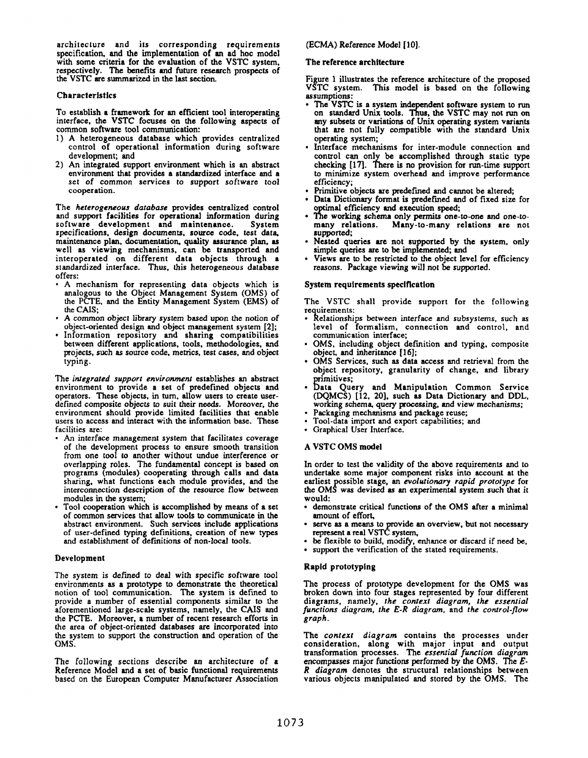architecture and its corresponding requirements specification, and the implementation of an ad hoc model with some criteria for the evaluation of the VSTC system, respectively. The benefits and future research prospects of the VSTC are summarized in the last section.

### Characteristics

To establish a framework for an efficient tool interoperating interface, the VSTC focuses on the following aspects of common software tool communication:

1) A heterogeneous database which provides centralized control of operational information during software development; and
2) An integrated support environment which is an abstract environment that provides a standardized interface and a set of common services to support software tool cooperation.

The ***heterogeneous database*** provides centralized control and support facilities for operational information during software development and maintenance. System specifications, design documents, source code, test data, maintenance plan, documentation, quality assurance plan, as well as viewing mechanisms, can be transported and interoperated on different data objects through a standardized interface. Thus, this heterogeneous database offers:

- A mechanism for representing data objects which is analogous to the Object Management System (OMS) of the PCTE, and the Entity Management System (EMS) of the CAIS;
- A common object library system based upon the notion of object-oriented design and object management system [2];
- Information repository and sharing compatibilities between different applications, tools, methodologies, and projects, such as source code, metrics, test cases, and object typing.

The ***integrated support environment*** establishes an abstract environment to provide a set of predefined objects and operators. These objects, in turn, allow users to create user-defined composite objects to suit their needs. Moreover, the environment should provide limited facilities that enable users to access and interact with the information base. These facilities are:

- An interface management system that facilitates coverage of the development process to ensure smooth transition from one tool to another without undue interference or overlapping roles. The fundamental concept is based on programs (modules) cooperating through calls and data sharing, what functions each module provides, and the interconnection description of the resource flow between modules in the system;
- Tool cooperation which is accomplished by means of a set of common services that allow tools to communicate in the abstract environment. Such services include applications of user-defined typing definitions, creation of new types and establishment of definitions of non-local tools.

### Development

The system is defined to deal with specific software tool environments as a prototype to demonstrate the theoretical notion of tool communication. The system is defined to provide a number of essential components similar to the aforementioned large-scale systems, namely, the CAIS and the PCTE. Moreover, a number of recent research efforts in the area of object-oriented databases are incorporated into the system to support the construction and operation of the OMS.

The following sections describe an architecture of a Reference Model and a set of basic functional requirements based on the European Computer Manufacturer Association (ECMA) Reference Model [10].

### The reference architecture

Figure 1 illustrates the reference architecture of the proposed VSTC system. This model is based on the following assumptions:

- The VSTC is a system independent software system to run on standard Unix tools. Thus, the VSTC may not run on any subsets or variations of Unix operating system variants that are not fully compatible with the standard Unix operating system;
- Interface mechanisms for inter-module connection and control can only be accomplished through static type checking [17]. There is no provision for run-time support to minimize system overhead and improve performance efficiency;
- Primitive objects are predefined and cannot be altered;
- Data Dictionary format is predefined and of fixed size for optimal efficiency and execution speed;
- The working schema only permits one-to-one and one-to-many relations. Many-to-many relations are not supported;
- Nested queries are not supported by the system, only simple queries are to be implemented; and
- Views are to be restricted to the object level for efficiency reasons. Package viewing will not be supported.

### System requirements specification

The VSTC shall provide support for the following requirements:

- Relationships between interface and subsystems, such as level of formalism, connection and control, and communication interface;
- OMS, including object definition and typing, composite object, and inheritance [16];
- OMS Services, such as data access and retrieval from the object repository, granularity of change, and library primitives;
- Data Query and Manipulation Common Service (DQMCS) [12, 20], such as Data Dictionary and DDL, working schema, query processing, and view mechanisms;
- Packaging mechanisms and package reuse;
- Tool-data import and export capabilities; and
- Graphical User Interface.

### A VSTC OMS model

In order to test the validity of the above requirements and to undertake some major component risks into account at the earliest possible stage, an *evolutionary rapid prototype* for the OMS was devised as an experimental system such that it would:

- demonstrate critical functions of the OMS after a minimal amount of effort,
- serve as a means to provide an overview, but not necessary represent a real VSTC system,
- be flexible to build, modify, enhance or discard if need be,
- support the verification of the stated requirements.

### Rapid prototyping

The process of prototype development for the OMS was broken down into four stages represented by four different diagrams, namely, *the context diagram, the essential functions diagram, the E-R diagram*, and *the control-flow graph*.

The *context diagram* contains the processes under consideration, along with major input and output transformation processes. The *essential function diagram* encompasses major functions performed by the OMS. The *E-R diagram* denotes the structural relationships between various objects manipulated and stored by the OMS. The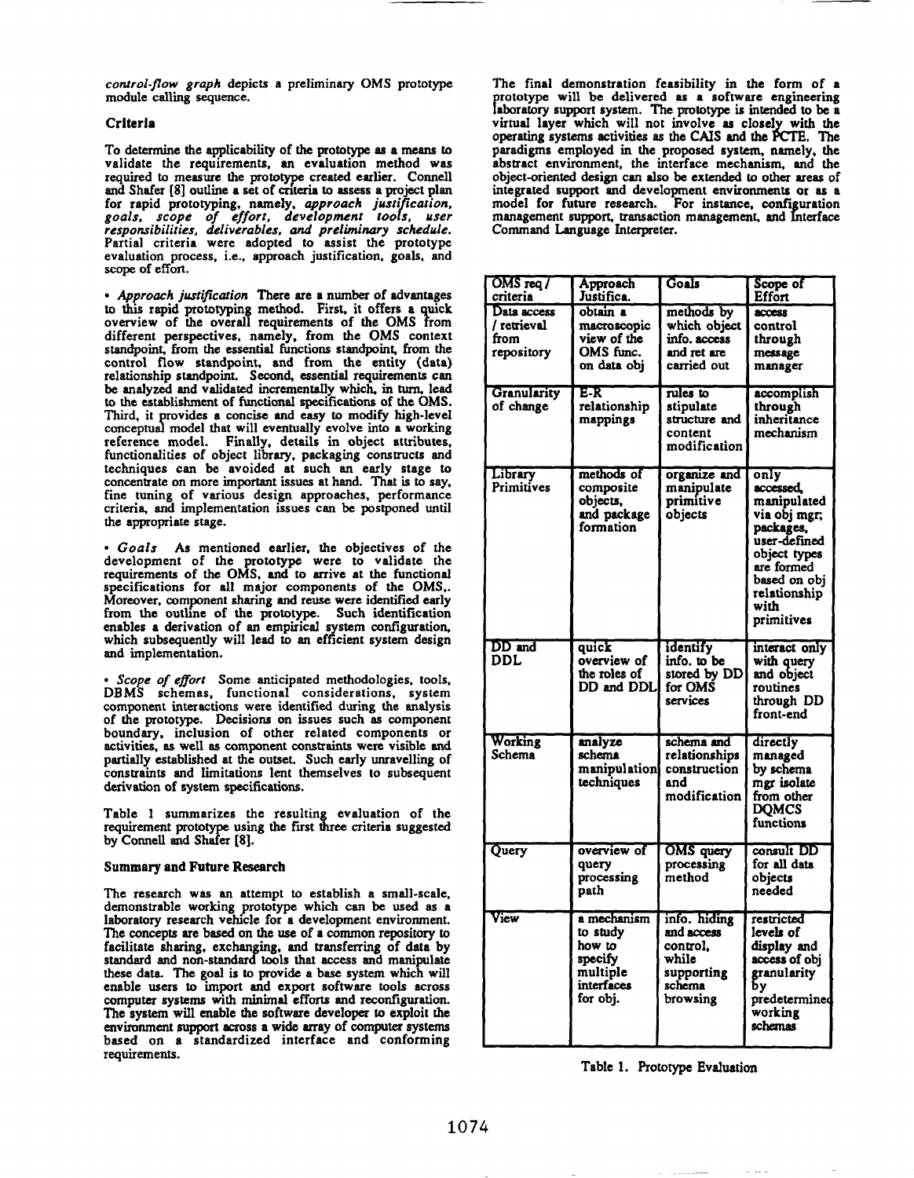*control-flow graph* depicts a preliminary OMS prototype module calling sequence.

### Criteria

To determine the applicability of the prototype as a means to validate the requirements, an evaluation method was required to measure the prototype created earlier. Connell and Shafer [8] outline a set of criteria to assess a project plan for rapid prototyping, namely, *approach justification, goals, scope of effort, development tools, user responsibilities, deliverables, and preliminary schedule.* Partial criteria were adopted to assist the prototype evaluation process, i.e., approach justification, goals, and scope of effort.

• *Approach justification* There are a number of advantages to this rapid prototyping method. First, it offers a quick overview of the overall requirements of the OMS from different perspectives, namely, from the OMS context standpoint, from the essential functions standpoint, from the control flow standpoint, and from the entity (data) relationship standpoint. Second, essential requirements can be analyzed and validated incrementally which, in turn, lead to the establishment of functional specifications of the OMS. Third, it provides a concise and easy to modify high-level conceptual model that will eventually evolve into a working reference model. Finally, details in object attributes, functionalities of object library, packaging constructs and techniques can be avoided at such an early stage to concentrate on more important issues at hand. That is to say, fine tuning of various design approaches, performance criteria, and implementation issues can be postponed until the appropriate stage.

• *Goals* As mentioned earlier, the objectives of the development of the prototype were to validate the requirements of the OMS, and to arrive at the functional specifications for all major components of the OMS,. Moreover, component sharing and reuse were identified early from the outline of the prototype. Such identification enables a derivation of an empirical system configuration, which subsequently will lead to an efficient system design and implementation.

• *Scope of effort* Some anticipated methodologies, tools, DBMS schemas, functional considerations, system component interactions were identified during the analysis of the prototype. Decisions on issues such as component boundary, inclusion of other related components or activities, as well as component constraints were visible and partially established at the outset. Such early unravelling of constraints and limitations lent themselves to subsequent derivation of system specifications.

Table 1 summarizes the resulting evaluation of the requirement prototype using the first three criteria suggested by Connell and Shafer [8].

### Summary and Future Research

The research was an attempt to establish a small-scale, demonstrable working prototype which can be used as a laboratory research vehicle for a development environment. The concepts are based on the use of a common repository to facilitate sharing, exchanging, and transferring of data by standard and non-standard tools that access and manipulate these data. The goal is to provide a base system which will enable users to import and export software tools across computer systems with minimal efforts and reconfiguration. The system will enable the software developer to exploit the environment support across a wide array of computer systems based on a standardized interface and conforming requirements.

The final demonstration feasibility in the form of a prototype will be delivered as a software engineering laboratory support system. The prototype is intended to be a virtual layer which will not involve as closely with the operating systems activities as the CAIS and the PCTE. The paradigms employed in the proposed system, namely, the abstract environment, the interface mechanism, and the object-oriented design can also be extended to other areas of integrated support and development environments or as a model for future research. For instance, configuration management support, transaction management, and Interface Command Language Interpreter.

| OMS req / criteria | Approach Justifica. | Goals | Scope of Effort |
|---|---|---|---|
| Data access / retrieval from repository | obtain a macroscopic view of the OMS func. on data obj | methods by which object info. access and ret are carried out | access control through message manager |
| Granularity of change | E-R relationship mappings | rules to stipulate structure and content modification | accomplish through inheritance mechanism |
| Library Primitives | methods of composite objects, and package formation | organize and manipulate primitive objects | only accessed, manipulated via obj mgr; packages, user-defined object types are formed based on obj relationship with primitives |
| DD and DDL | quick overview of the roles of DD and DDL | identify info. to be stored by DD for OMS services | interact only with query and object routines through DD front-end |
| Working Schema | analyze schema manipulation techniques | schema and relationships construction and modification | directly managed by schema mgr isolate from other DQMCS functions |
| Query | overview of query processing path | OMS query processing method | consult DD for all data objects needed |
| View | a mechanism to study how to specify multiple interfaces for obj. | info. hiding and access control, while supporting schema browsing | restricted levels of display and access of obj granularity by predetermined working schemas |

Table 1. Prototype Evaluation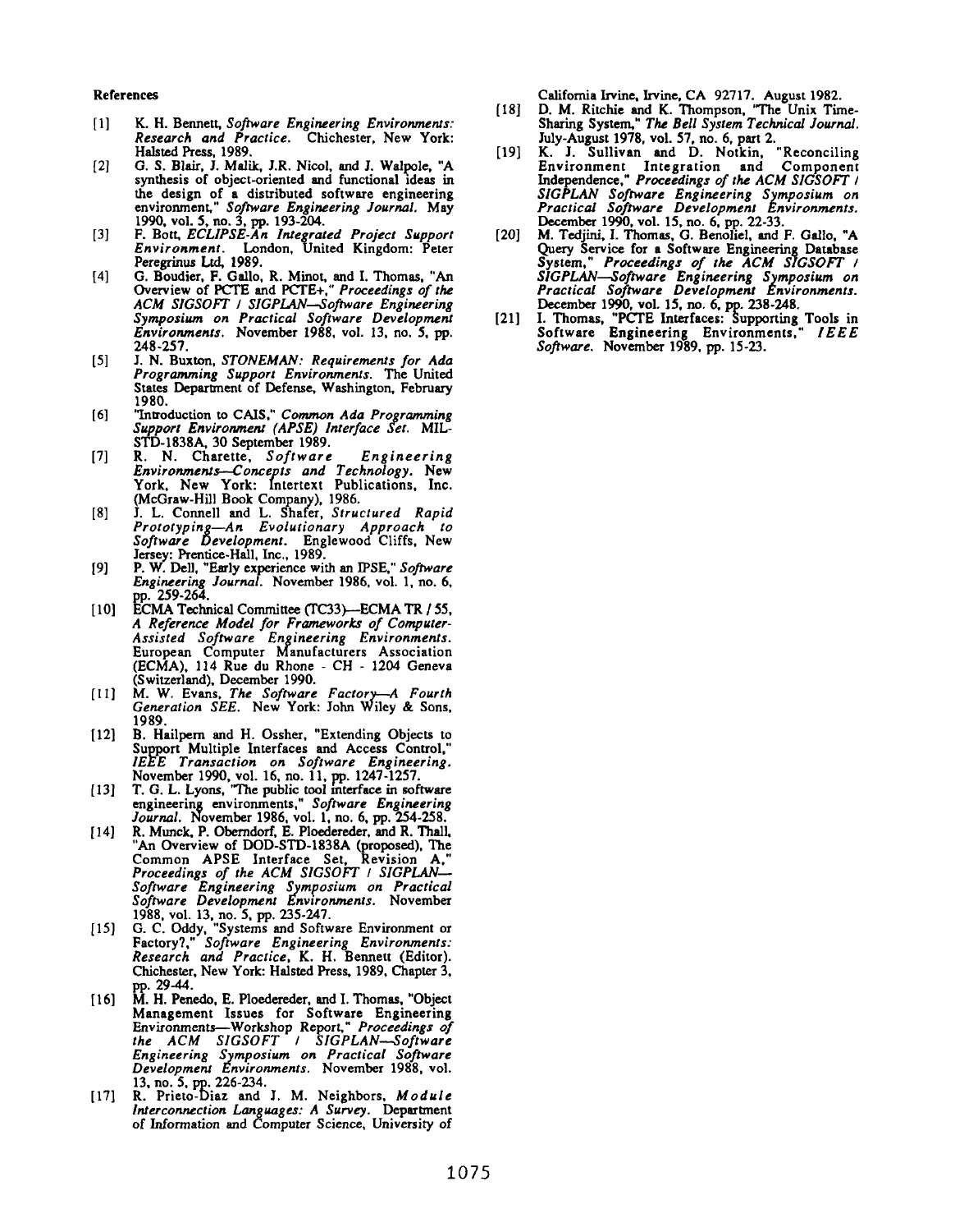## References

[1] K. H. Bennett, *Software Engineering Environments: Research and Practice*. Chichester, New York: Halsted Press, 1989.

[2] G. S. Blair, J. Malik, J.R. Nicol, and J. Walpole, "A synthesis of object-oriented and functional ideas in the design of a distributed software engineering environment," *Software Engineering Journal*. May 1990, vol. 5, no. 3, pp. 193-204.

[3] F. Bott, *ECLIPSE-An Integrated Project Support Environment*. London, United Kingdom: Peter Peregrinus Ltd, 1989.

[4] G. Boudier, F. Gallo, R. Minot, and I. Thomas, "An Overview of PCTE and PCTE+," *Proceedings of the ACM SIGSOFT / SIGPLAN—Software Engineering Symposium on Practical Software Development Environments*. November 1988, vol. 13, no. 5, pp. 248-257.

[5] J. N. Buxton, *STONEMAN: Requirements for Ada Programming Support Environments*. The United States Department of Defense, Washington, February 1980.

[6] "Introduction to CAIS," *Common Ada Programming Support Environment (APSE) Interface Set*. MIL-STD-1838A, 30 September 1989.

[7] R. N. Charette, *Software Engineering Environments—Concepts and Technology*. New York, New York: Intertext Publications, Inc. (McGraw-Hill Book Company), 1986.

[8] J. L. Connell and L. Shafer, *Structured Rapid Prototyping—An Evolutionary Approach to Software Development*. Englewood Cliffs, New Jersey: Prentice-Hall, Inc., 1989.

[9] P. W. Dell, "Early experience with an IPSE," *Software Engineering Journal*. November 1986, vol. 1, no. 6, pp. 259-264.

[10] ECMA Technical Committee (TC33)—ECMA TR / 55, *A Reference Model for Frameworks of Computer-Assisted Software Engineering Environments*. European Computer Manufacturers Association (ECMA), 114 Rue du Rhone - CH - 1204 Geneva (Switzerland), December 1990.

[11] M. W. Evans, *The Software Factory—A Fourth Generation SEE*. New York: John Wiley & Sons, 1989.

[12] B. Hailpern and H. Ossher, "Extending Objects to Support Multiple Interfaces and Access Control," *IEEE Transaction on Software Engineering*. November 1990, vol. 16, no. 11, pp. 1247-1257.

[13] T. G. L. Lyons, "The public tool interface in software engineering environments," *Software Engineering Journal*. November 1986, vol. 1, no. 6, pp. 254-258.

[14] R. Munck, P. Oberndorf, E. Ploedereder, and R. Thall, "An Overview of DOD-STD-1838A (proposed), The Common APSE Interface Set, Revision A," *Proceedings of the ACM SIGSOFT / SIGPLAN—Software Engineering Symposium on Practical Software Development Environments*. November 1988, vol. 13, no. 5, pp. 235-247.

[15] G. C. Oddy, "Systems and Software Environment or Factory?," *Software Engineering Environments: Research and Practice*, K. H. Bennett (Editor). Chichester, New York: Halsted Press, 1989, Chapter 3, pp. 29-44.

[16] M. H. Penedo, E. Ploedereder, and I. Thomas, "Object Management Issues for Software Engineering Environments—Workshop Report," *Proceedings of the ACM SIGSOFT / SIGPLAN—Software Engineering Symposium on Practical Software Development Environments*. November 1988, vol. 13, no. 5, pp. 226-234.

[17] R. Prieto-Diaz and J. M. Neighbors, *Module Interconnection Languages: A Survey*. Department of Information and Computer Science, University of California Irvine, Irvine, CA 92717. August 1982.

[18] D. M. Ritchie and K. Thompson, "The Unix Time-Sharing System," *The Bell System Technical Journal*. July-August 1978, vol. 57, no. 6, part 2.

[19] K. J. Sullivan and D. Notkin, "Reconciling Environment Integration and Component Independence," *Proceedings of the ACM SIGSOFT / SIGPLAN Software Engineering Symposium on Practical Software Development Environments*. December 1990, vol. 15, no. 6, pp. 22-33.

[20] M. Tedjini, I. Thomas, G. Benoliel, and F. Gallo, "A Query Service for a Software Engineering Database System," *Proceedings of the ACM SIGSOFT / SIGPLAN—Software Engineering Symposium on Practical Software Development Environments*. December 1990, vol. 15, no. 6, pp. 238-248.

[21] I. Thomas, "PCTE Interfaces: Supporting Tools in Software Engineering Environments," *IEEE Software*. November 1989, pp. 15-23.